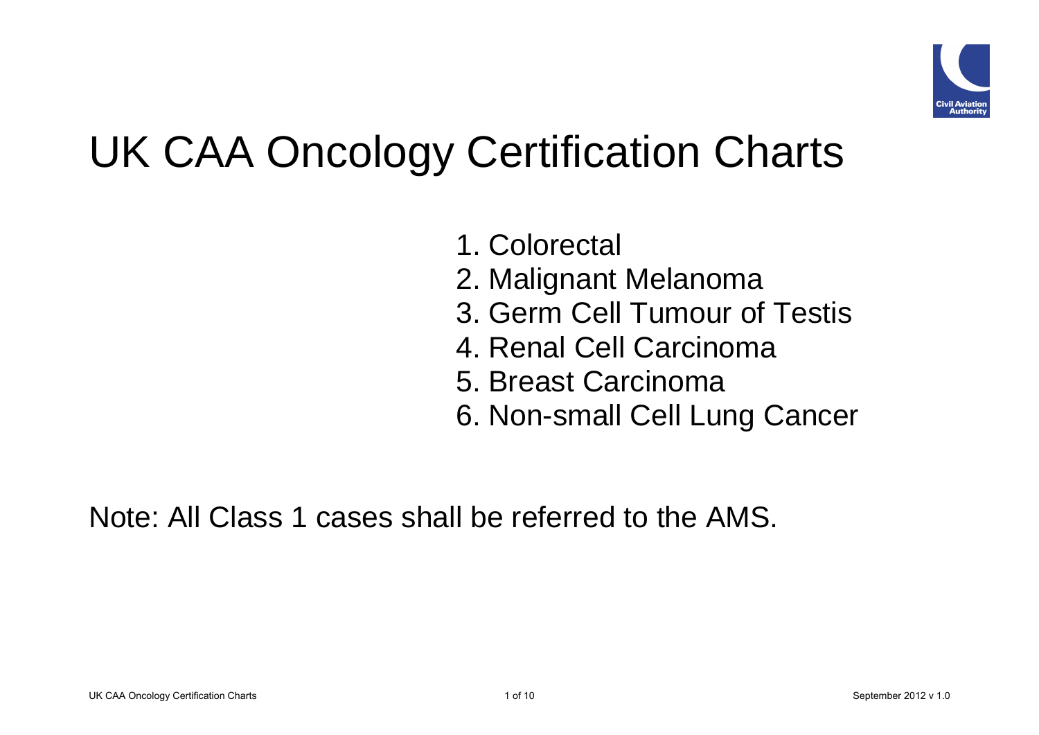# UK CAA Oncology Certification Charts

1. Colorectal
2. Malignant Melanoma
3. Germ Cell Tumour of Testis
4. Renal Cell Carcinoma
5. Breast Carcinoma
6. Non-small Cell Lung Cancer

Note: All Class 1 cases shall be referred to the AMS.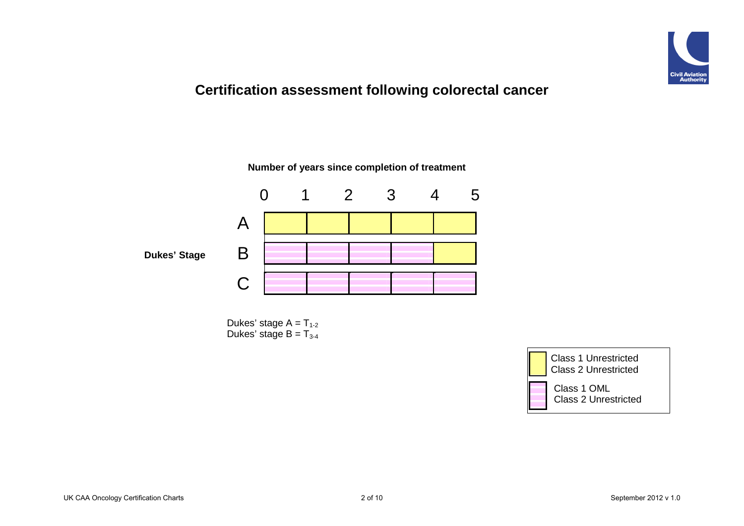# Certification assessment following colorectal cancer

**Number of years since completion of treatment**

| Dukes' Stage | 0–1 | 1–2 | 2–3 | 3–4 | 4–5 |
|---|---|---|---|---|---|
| A | Class 1 Unrestricted / Class 2 Unrestricted | Class 1 Unrestricted / Class 2 Unrestricted | Class 1 Unrestricted / Class 2 Unrestricted | Class 1 Unrestricted / Class 2 Unrestricted | Class 1 Unrestricted / Class 2 Unrestricted |
| B | Class 1 OML / Class 2 Unrestricted | Class 1 OML / Class 2 Unrestricted | Class 1 OML / Class 2 Unrestricted | Class 1 OML / Class 2 Unrestricted | Class 1 Unrestricted / Class 2 Unrestricted |
| C | Class 1 OML / Class 2 Unrestricted | Class 1 OML / Class 2 Unrestricted | Class 1 OML / Class 2 Unrestricted | Class 1 OML / Class 2 Unrestricted | Class 1 OML / Class 2 Unrestricted |

Dukes' stage A = $T_{1\text{-}2}$
Dukes' stage B = $T_{3\text{-}4}$

Key:
- Class 1 Unrestricted, Class 2 Unrestricted
- Class 1 OML, Class 2 Unrestricted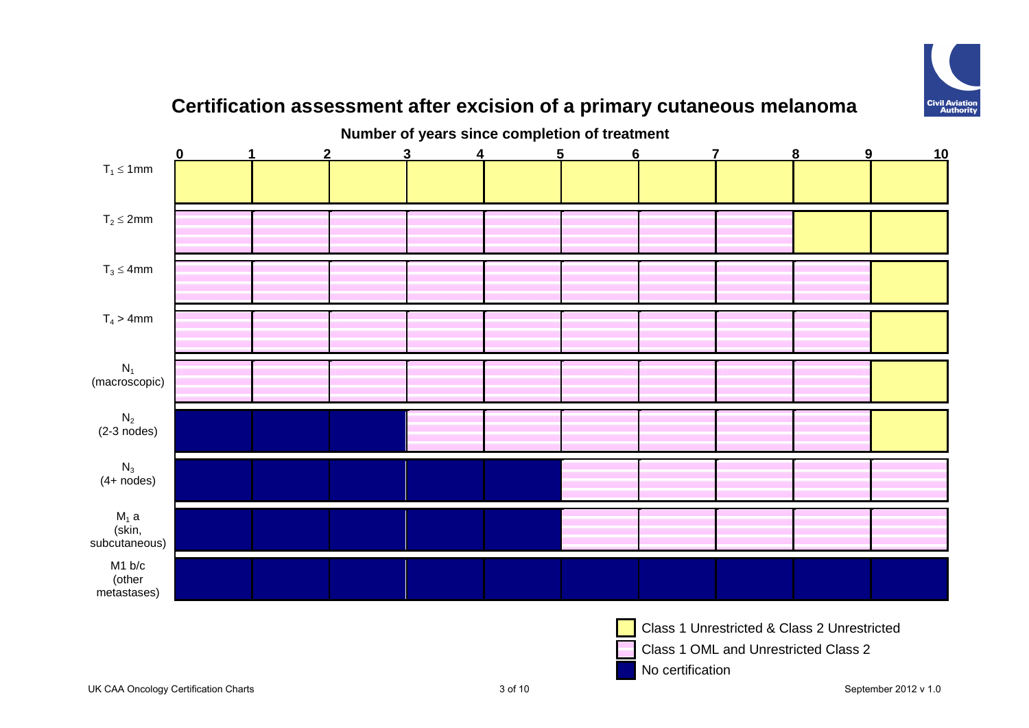## Certification assessment after excision of a primary cutaneous melanoma

**Number of years since completion of treatment**

| | 0–1 | 1–2 | 2–3 | 3–4 | 4–5 | 5–6 | 6–7 | 7–8 | 8–9 | 9–10 |
|---|---|---|---|---|---|---|---|---|---|---|
| $T_1 \leq$ 1mm | Class 1 Unrestricted & Class 2 Unrestricted | Class 1 Unrestricted & Class 2 Unrestricted | Class 1 Unrestricted & Class 2 Unrestricted | Class 1 Unrestricted & Class 2 Unrestricted | Class 1 Unrestricted & Class 2 Unrestricted | Class 1 Unrestricted & Class 2 Unrestricted | Class 1 Unrestricted & Class 2 Unrestricted | Class 1 Unrestricted & Class 2 Unrestricted | Class 1 Unrestricted & Class 2 Unrestricted | Class 1 Unrestricted & Class 2 Unrestricted |
| $T_2 \leq$ 2mm | Class 1 OML and Unrestricted Class 2 | Class 1 OML and Unrestricted Class 2 | Class 1 OML and Unrestricted Class 2 | Class 1 OML and Unrestricted Class 2 | Class 1 OML and Unrestricted Class 2 | Class 1 OML and Unrestricted Class 2 | Class 1 OML and Unrestricted Class 2 | Class 1 OML and Unrestricted Class 2 | Class 1 Unrestricted & Class 2 Unrestricted | Class 1 Unrestricted & Class 2 Unrestricted |
| $T_3 \leq$ 4mm | Class 1 OML and Unrestricted Class 2 | Class 1 OML and Unrestricted Class 2 | Class 1 OML and Unrestricted Class 2 | Class 1 OML and Unrestricted Class 2 | Class 1 OML and Unrestricted Class 2 | Class 1 OML and Unrestricted Class 2 | Class 1 OML and Unrestricted Class 2 | Class 1 OML and Unrestricted Class 2 | Class 1 OML and Unrestricted Class 2 | Class 1 Unrestricted & Class 2 Unrestricted |
| $T_4 >$ 4mm | Class 1 OML and Unrestricted Class 2 | Class 1 OML and Unrestricted Class 2 | Class 1 OML and Unrestricted Class 2 | Class 1 OML and Unrestricted Class 2 | Class 1 OML and Unrestricted Class 2 | Class 1 OML and Unrestricted Class 2 | Class 1 OML and Unrestricted Class 2 | Class 1 OML and Unrestricted Class 2 | Class 1 OML and Unrestricted Class 2 | Class 1 Unrestricted & Class 2 Unrestricted |
| $N_1$ (macroscopic) | Class 1 OML and Unrestricted Class 2 | Class 1 OML and Unrestricted Class 2 | Class 1 OML and Unrestricted Class 2 | Class 1 OML and Unrestricted Class 2 | Class 1 OML and Unrestricted Class 2 | Class 1 OML and Unrestricted Class 2 | Class 1 OML and Unrestricted Class 2 | Class 1 OML and Unrestricted Class 2 | Class 1 OML and Unrestricted Class 2 | Class 1 Unrestricted & Class 2 Unrestricted |
| $N_2$ (2-3 nodes) | No certification | No certification | No certification | Class 1 OML and Unrestricted Class 2 | Class 1 OML and Unrestricted Class 2 | Class 1 OML and Unrestricted Class 2 | Class 1 OML and Unrestricted Class 2 | Class 1 OML and Unrestricted Class 2 | Class 1 OML and Unrestricted Class 2 | Class 1 Unrestricted & Class 2 Unrestricted |
| $N_3$ (4+ nodes) | No certification | No certification | No certification | No certification | No certification | Class 1 OML and Unrestricted Class 2 | Class 1 OML and Unrestricted Class 2 | Class 1 OML and Unrestricted Class 2 | Class 1 OML and Unrestricted Class 2 | Class 1 OML and Unrestricted Class 2 |
| $M_1$ a (skin, subcutaneous) | No certification | No certification | No certification | No certification | No certification | Class 1 OML and Unrestricted Class 2 | Class 1 OML and Unrestricted Class 2 | Class 1 OML and Unrestricted Class 2 | Class 1 OML and Unrestricted Class 2 | Class 1 OML and Unrestricted Class 2 |
| M1 b/c (other metastases) | No certification | No certification | No certification | No certification | No certification | No certification | No certification | No certification | No certification | No certification |

Legend:
- Class 1 Unrestricted & Class 2 Unrestricted
- Class 1 OML and Unrestricted Class 2
- No certification

UK CAA Oncology Certification Charts

September 2012 v 1.0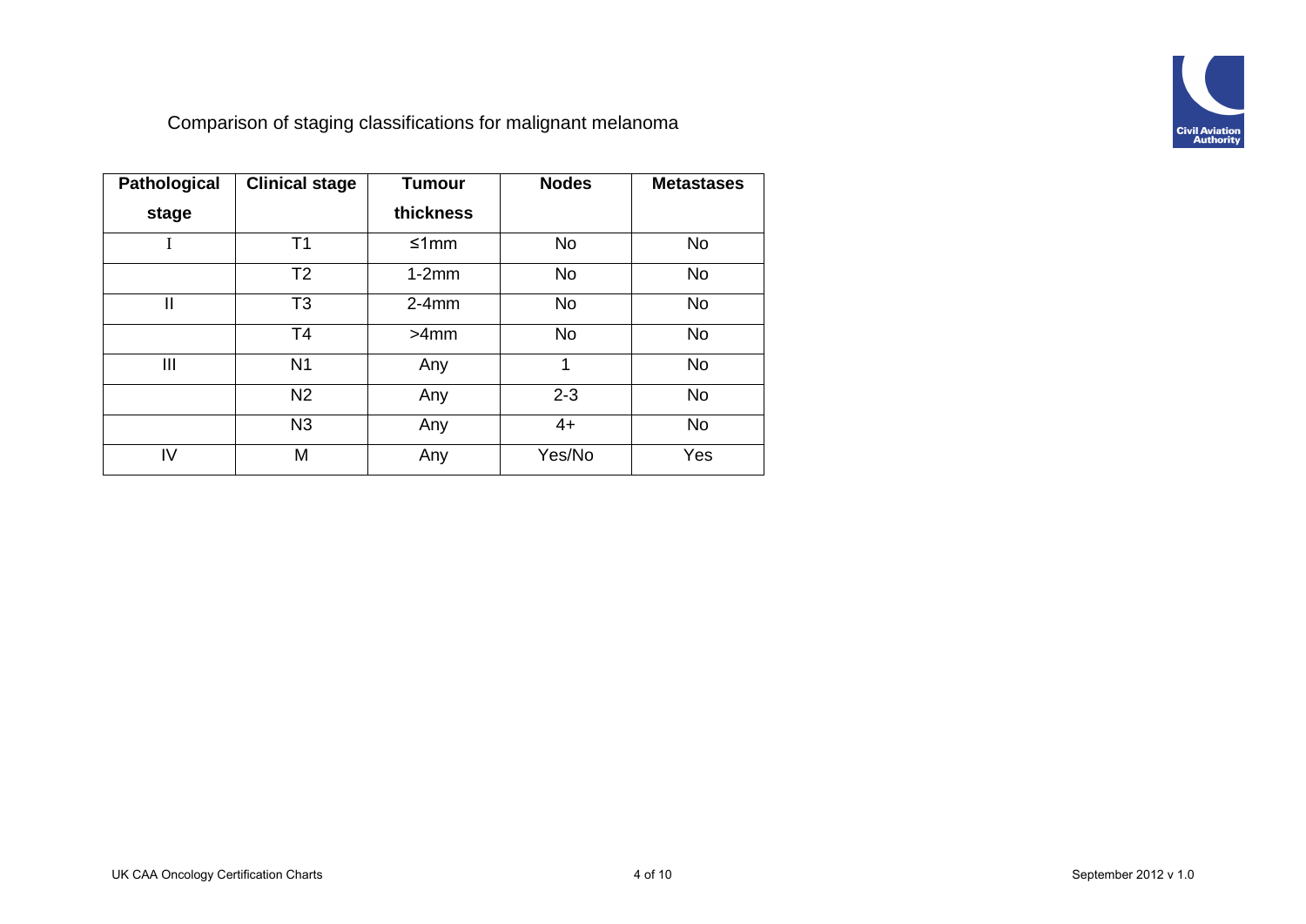Comparison of staging classifications for malignant melanoma

| Pathological stage | Clinical stage | Tumour thickness | Nodes | Metastases |
|---|---|---|---|---|
| I | T1 | ≤1mm | No | No |
| | T2 | 1-2mm | No | No |
| II | T3 | 2-4mm | No | No |
| | T4 | >4mm | No | No |
| III | N1 | Any | 1 | No |
| | N2 | Any | 2-3 | No |
| | N3 | Any | 4+ | No |
| IV | M | Any | Yes/No | Yes |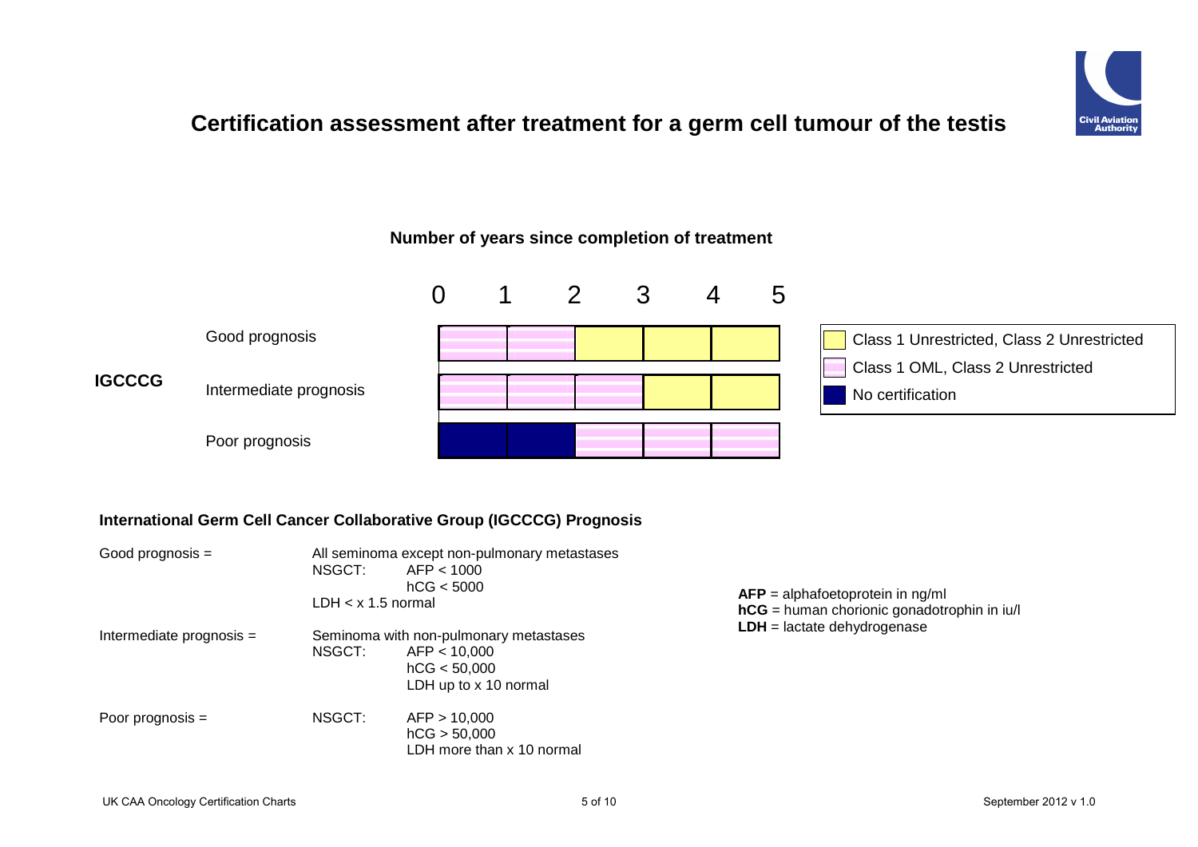# Certification assessment after treatment for a germ cell tumour of the testis

**Number of years since completion of treatment**

| IGCCCG | 0–1 | 1–2 | 2–3 | 3–4 | 4–5 |
|---|---|---|---|---|---|
| Good prognosis | Class 1 OML, Class 2 Unrestricted | Class 1 OML, Class 2 Unrestricted | Class 1 Unrestricted, Class 2 Unrestricted | Class 1 Unrestricted, Class 2 Unrestricted | Class 1 Unrestricted, Class 2 Unrestricted |
| Intermediate prognosis | Class 1 OML, Class 2 Unrestricted | Class 1 OML, Class 2 Unrestricted | Class 1 OML, Class 2 Unrestricted | Class 1 Unrestricted, Class 2 Unrestricted | Class 1 Unrestricted, Class 2 Unrestricted |
| Poor prognosis | No certification | No certification | Class 1 OML, Class 2 Unrestricted | Class 1 OML, Class 2 Unrestricted | Class 1 OML, Class 2 Unrestricted |

Key:
- Class 1 Unrestricted, Class 2 Unrestricted
- Class 1 OML, Class 2 Unrestricted
- No certification

**International Germ Cell Cancer Collaborative Group (IGCCCG) Prognosis**

Good prognosis =
- All seminoma except non-pulmonary metastases
- NSGCT: AFP < 1000
  - hCG < 5000
  - LDH < x 1.5 normal

Intermediate prognosis =
- Seminoma with non-pulmonary metastases
- NSGCT: AFP < 10,000
  - hCG < 50,000
  - LDH up to x 10 normal

Poor prognosis =
- NSGCT: AFP > 10,000
  - hCG > 50,000
  - LDH more than x 10 normal

**AFP** = alphafoetoprotein in ng/ml
**hCG** = human chorionic gonadotrophin in iu/l
**LDH** = lactate dehydrogenase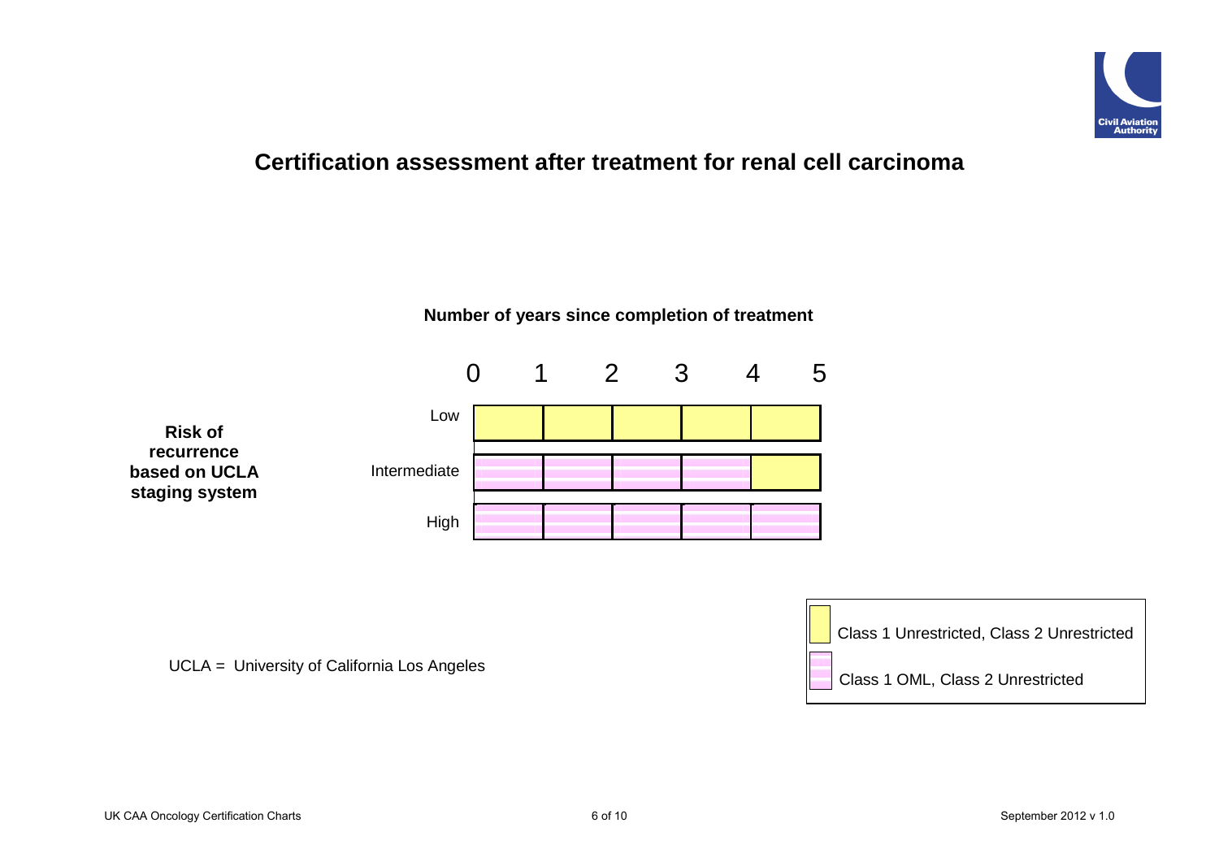# Certification assessment after treatment for renal cell carcinoma

**Number of years since completion of treatment**

**Risk of recurrence based on UCLA staging system**

| Risk | 0–1 | 1–2 | 2–3 | 3–4 | 4–5 |
|---|---|---|---|---|---|
| Low | Class 1 Unrestricted, Class 2 Unrestricted | Class 1 Unrestricted, Class 2 Unrestricted | Class 1 Unrestricted, Class 2 Unrestricted | Class 1 Unrestricted, Class 2 Unrestricted | Class 1 Unrestricted, Class 2 Unrestricted |
| Intermediate | Class 1 OML, Class 2 Unrestricted | Class 1 OML, Class 2 Unrestricted | Class 1 OML, Class 2 Unrestricted | Class 1 OML, Class 2 Unrestricted | Class 1 Unrestricted, Class 2 Unrestricted |
| High | Class 1 OML, Class 2 Unrestricted | Class 1 OML, Class 2 Unrestricted | Class 1 OML, Class 2 Unrestricted | Class 1 OML, Class 2 Unrestricted | Class 1 OML, Class 2 Unrestricted |

UCLA = University of California Los Angeles

Key:
- Class 1 Unrestricted, Class 2 Unrestricted
- Class 1 OML, Class 2 Unrestricted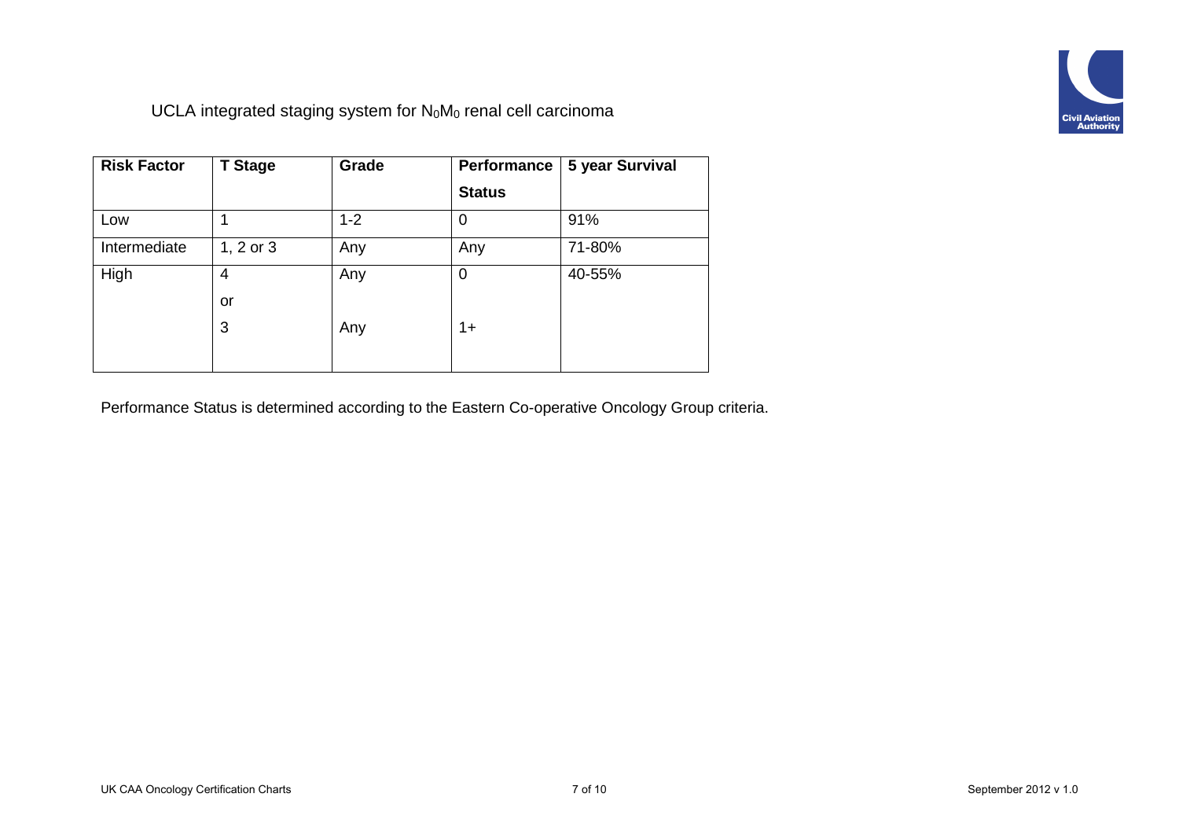UCLA integrated staging system for $N_0M_0$ renal cell carcinoma

| Risk Factor | T Stage | Grade | Performance Status | 5 year Survival |
|---|---|---|---|---|
| Low | 1 | 1-2 | 0 | 91% |
| Intermediate | 1, 2 or 3 | Any | Any | 71-80% |
| High | 4 | Any | 0 | 40-55% |
| | or | | | |
| | 3 | Any | 1+ | |

Performance Status is determined according to the Eastern Co-operative Oncology Group criteria.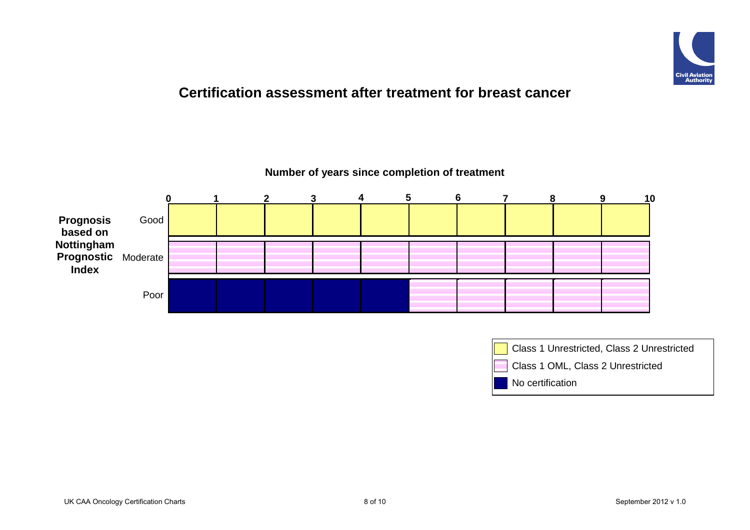# Certification assessment after treatment for breast cancer

**Number of years since completion of treatment**

| Prognosis based on Nottingham Prognostic Index | 0–1 | 1–2 | 2–3 | 3–4 | 4–5 | 5–6 | 6–7 | 7–8 | 8–9 | 9–10 |
|---|---|---|---|---|---|---|---|---|---|---|
| Good | Class 1 Unrestricted, Class 2 Unrestricted | Class 1 Unrestricted, Class 2 Unrestricted | Class 1 Unrestricted, Class 2 Unrestricted | Class 1 Unrestricted, Class 2 Unrestricted | Class 1 Unrestricted, Class 2 Unrestricted | Class 1 Unrestricted, Class 2 Unrestricted | Class 1 Unrestricted, Class 2 Unrestricted | Class 1 Unrestricted, Class 2 Unrestricted | Class 1 Unrestricted, Class 2 Unrestricted | Class 1 Unrestricted, Class 2 Unrestricted |
| Moderate | Class 1 OML, Class 2 Unrestricted | Class 1 OML, Class 2 Unrestricted | Class 1 OML, Class 2 Unrestricted | Class 1 OML, Class 2 Unrestricted | Class 1 OML, Class 2 Unrestricted | Class 1 OML, Class 2 Unrestricted | Class 1 OML, Class 2 Unrestricted | Class 1 OML, Class 2 Unrestricted | Class 1 OML, Class 2 Unrestricted | Class 1 OML, Class 2 Unrestricted |
| Poor | No certification | No certification | No certification | No certification | No certification | Class 1 OML, Class 2 Unrestricted | Class 1 OML, Class 2 Unrestricted | Class 1 OML, Class 2 Unrestricted | Class 1 OML, Class 2 Unrestricted | Class 1 OML, Class 2 Unrestricted |

Legend:
- Class 1 Unrestricted, Class 2 Unrestricted
- Class 1 OML, Class 2 Unrestricted
- No certification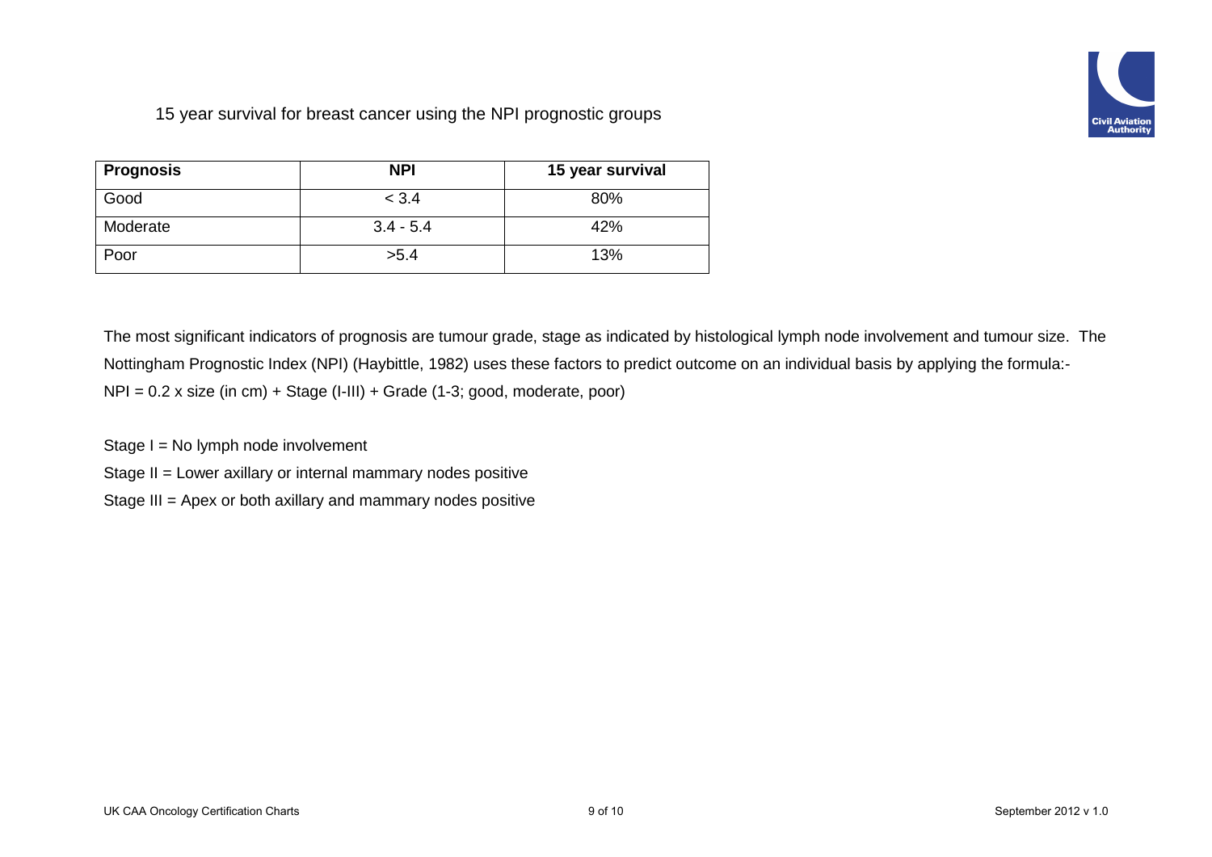15 year survival for breast cancer using the NPI prognostic groups

| Prognosis | NPI | 15 year survival |
| --- | --- | --- |
| Good | < 3.4 | 80% |
| Moderate | 3.4 - 5.4 | 42% |
| Poor | >5.4 | 13% |

The most significant indicators of prognosis are tumour grade, stage as indicated by histological lymph node involvement and tumour size. The Nottingham Prognostic Index (NPI) (Haybittle, 1982) uses these factors to predict outcome on an individual basis by applying the formula:-
NPI = 0.2 x size (in cm) + Stage (I-III) + Grade (1-3; good, moderate, poor)

Stage I = No lymph node involvement
Stage II = Lower axillary or internal mammary nodes positive
Stage III = Apex or both axillary and mammary nodes positive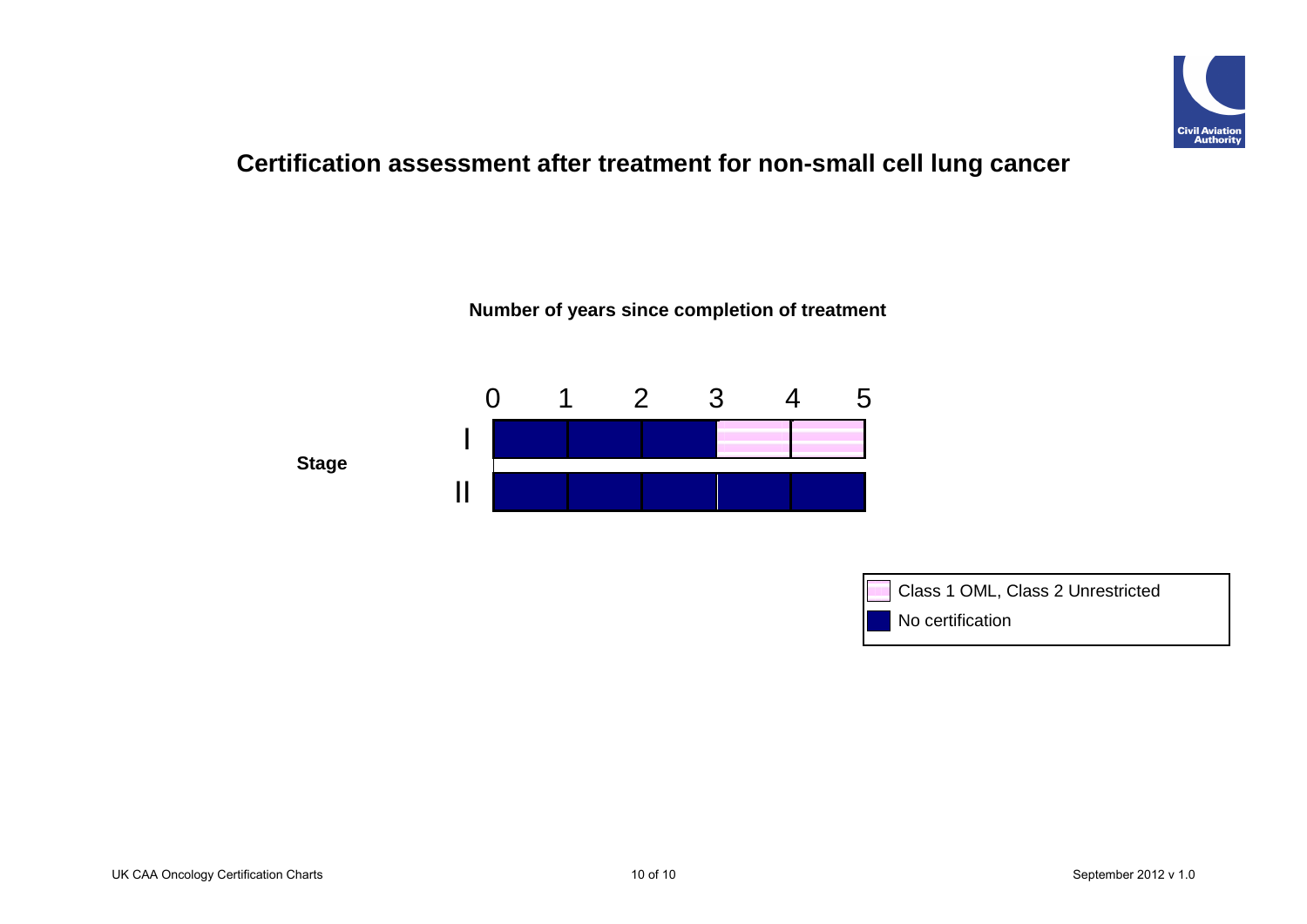# Certification assessment after treatment for non-small cell lung cancer

Number of years since completion of treatment

0 1 2 3 4 5

Stage

I

II

Class 1 OML, Class 2 Unrestricted

No certification